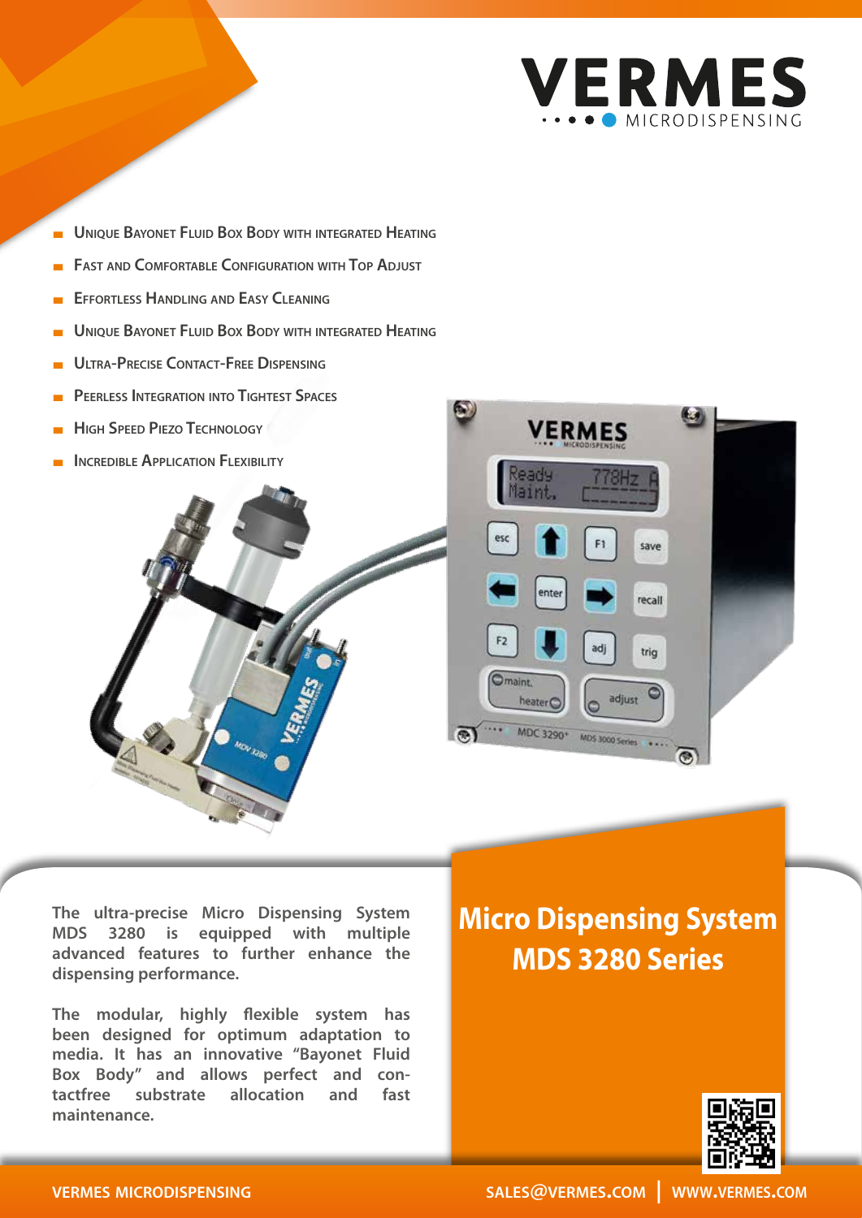VERMES
MICRODISPENSING

- Unique Bayonet Fluid Box Body with integrated Heating
- Fast and Comfortable Configuration with Top Adjust
- Effortless Handling and Easy Cleaning
- Unique Bayonet Fluid Box Body with integrated Heating
- Ultra-Precise Contact-Free Dispensing
- Peerless Integration into Tightest Spaces
- High Speed Piezo Technology
- Incredible Application Flexibility

# Micro Dispensing System MDS 3280 Series

**The ultra-precise Micro Dispensing System MDS 3280 is equipped with multiple advanced features to further enhance the dispensing performance.**

**The modular, highly flexible system has been designed for optimum adaptation to media. It has an innovative "Bayonet Fluid Box Body" and allows perfect and contactfree substrate allocation and fast maintenance.**

VERMES MICRODISPENSING

SALES@VERMES.COM | WWW.VERMES.COM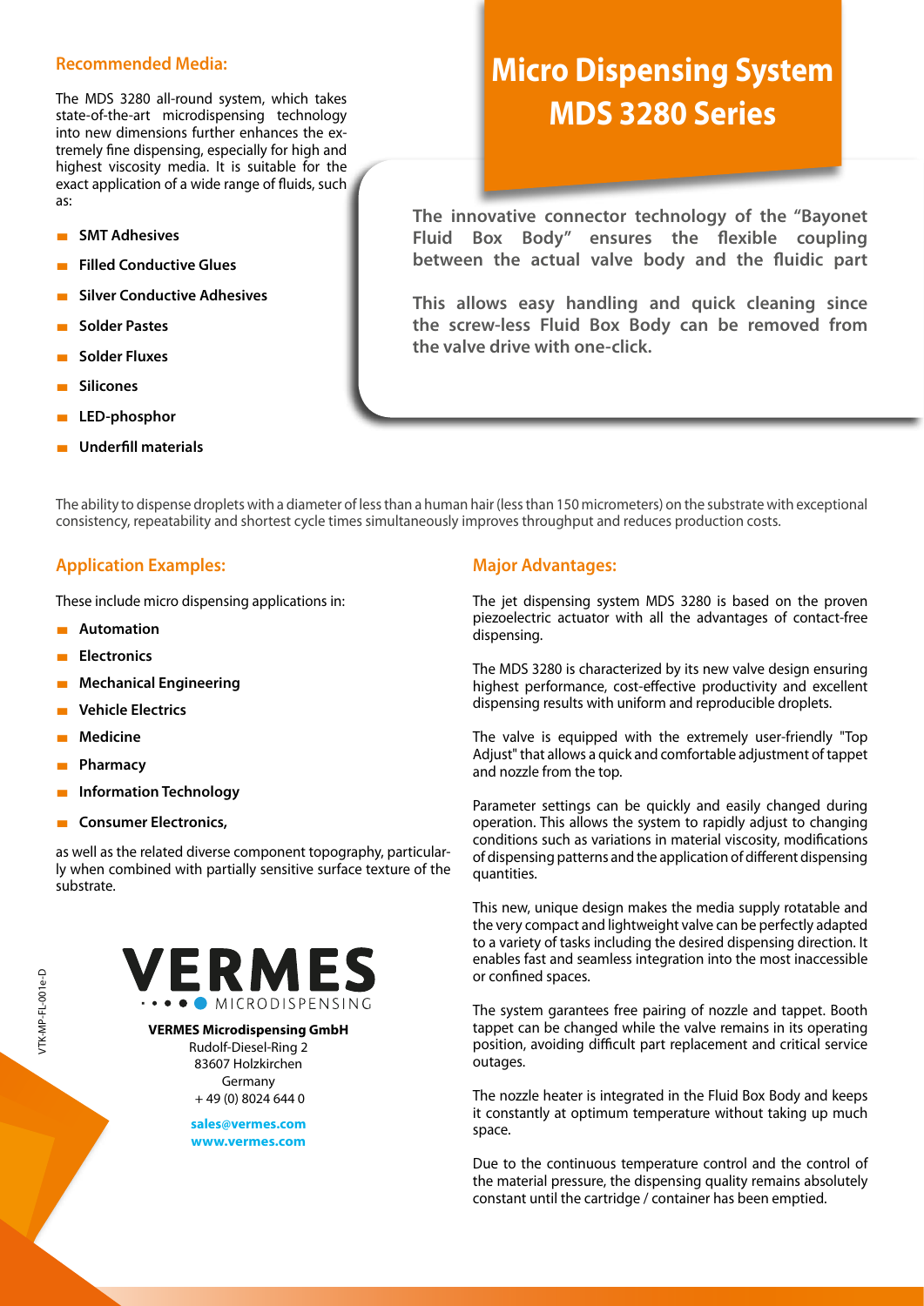# Micro Dispensing System MDS 3280 Series

**The innovative connector technology of the "Bayonet Fluid Box Body" ensures the flexible coupling between the actual valve body and the fluidic part**

**This allows easy handling and quick cleaning since the screw-less Fluid Box Body can be removed from the valve drive with one-click.**

## Recommended Media:

The MDS 3280 all-round system, which takes state-of-the-art microdispensing technology into new dimensions further enhances the extremely fine dispensing, especially for high and highest viscosity media. It is suitable for the exact application of a wide range of fluids, such as:

- **SMT Adhesives**
- **Filled Conductive Glues**
- **Silver Conductive Adhesives**
- **Solder Pastes**
- **Solder Fluxes**
- **Silicones**
- **LED-phosphor**
- **Underfill materials**

The ability to dispense droplets with a diameter of less than a human hair (less than 150 micrometers) on the substrate with exceptional consistency, repeatability and shortest cycle times simultaneously improves throughput and reduces production costs.

## Application Examples:

These include micro dispensing applications in:

- **Automation**
- **Electronics**
- **Mechanical Engineering**
- **Vehicle Electrics**
- **Medicine**
- **Pharmacy**
- **Information Technology**
- **Consumer Electronics,**

as well as the related diverse component topography, particularly when combined with partially sensitive surface texture of the substrate.

**VERMES Microdispensing GmbH**
Rudolf-Diesel-Ring 2
83607 Holzkirchen
Germany
+ 49 (0) 8024 644 0

**sales@vermes.com**
**www.vermes.com**

## Major Advantages:

The jet dispensing system MDS 3280 is based on the proven piezoelectric actuator with all the advantages of contact-free dispensing.

The MDS 3280 is characterized by its new valve design ensuring highest performance, cost-effective productivity and excellent dispensing results with uniform and reproducible droplets.

The valve is equipped with the extremely user-friendly "Top Adjust" that allows a quick and comfortable adjustment of tappet and nozzle from the top.

Parameter settings can be quickly and easily changed during operation. This allows the system to rapidly adjust to changing conditions such as variations in material viscosity, modifications of dispensing patterns and the application of different dispensing quantities.

This new, unique design makes the media supply rotatable and the very compact and lightweight valve can be perfectly adapted to a variety of tasks including the desired dispensing direction. It enables fast and seamless integration into the most inaccessible or confined spaces.

The system garantees free pairing of nozzle and tappet. Booth tappet can be changed while the valve remains in its operating position, avoiding difficult part replacement and critical service outages.

The nozzle heater is integrated in the Fluid Box Body and keeps it constantly at optimum temperature without taking up much space.

Due to the continuous temperature control and the control of the material pressure, the dispensing quality remains absolutely constant until the cartridge / container has been emptied.

VTK-MP-FL-001e-D